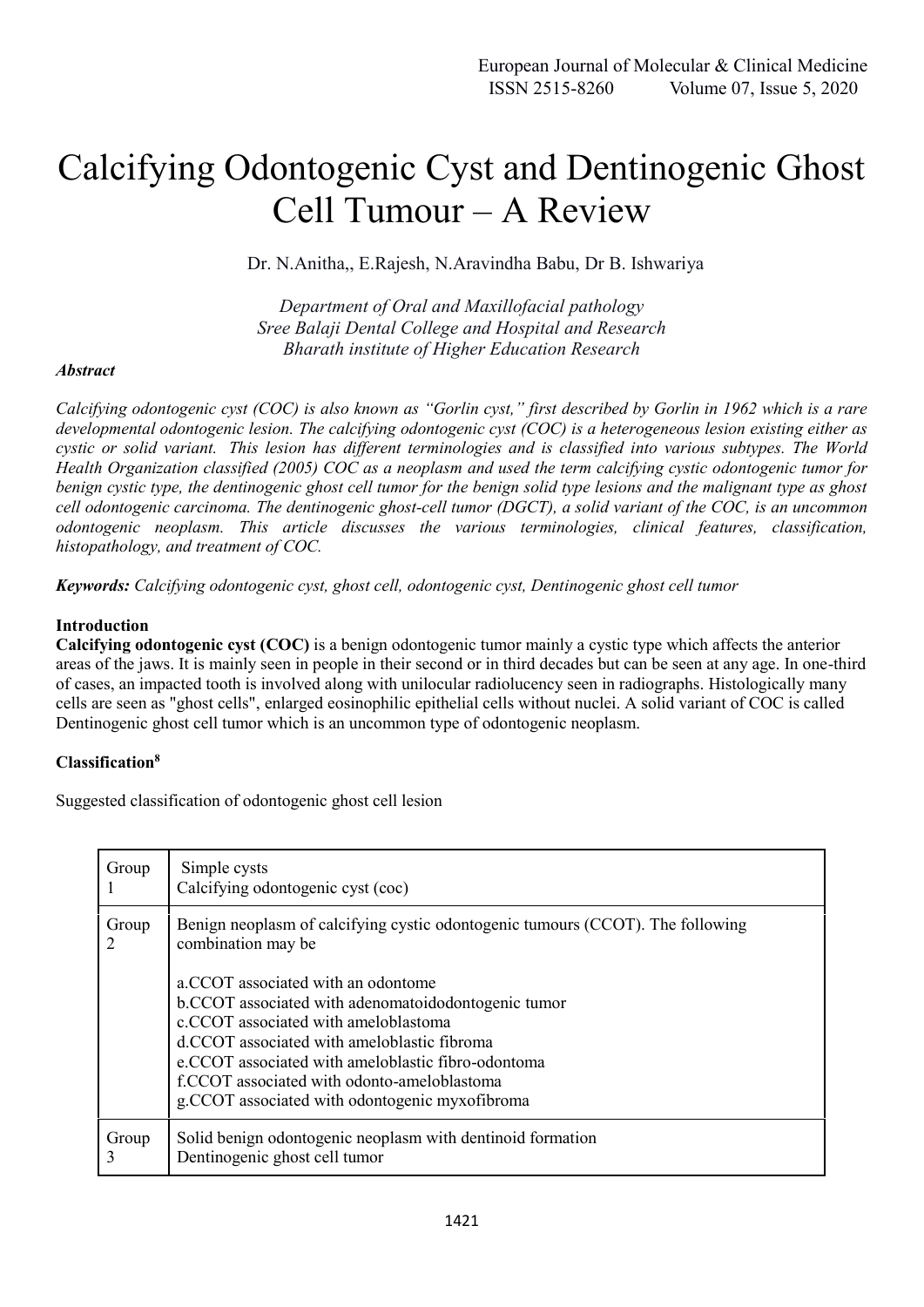# Calcifying Odontogenic Cyst and Dentinogenic Ghost Cell Tumour – A Review

Dr. N.Anitha,, E.Rajesh, N.Aravindha Babu, Dr B. Ishwariya

*Department of Oral and Maxillofacial pathology*
*Sree Balaji Dental College and Hospital and Research*
*Bharath institute of Higher Education Research*

***Abstract***

*Calcifying odontogenic cyst (COC) is also known as "Gorlin cyst," first described by Gorlin in 1962 which is a rare developmental odontogenic lesion. The calcifying odontogenic cyst (COC) is a heterogeneous lesion existing either as cystic or solid variant. This lesion has different terminologies and is classified into various subtypes. The World Health Organization classified (2005) COC as a neoplasm and used the term calcifying cystic odontogenic tumor for benign cystic type, the dentinogenic ghost cell tumor for the benign solid type lesions and the malignant type as ghost cell odontogenic carcinoma. The dentinogenic ghost-cell tumor (DGCT), a solid variant of the COC, is an uncommon odontogenic neoplasm. This article discusses the various terminologies, clinical features, classification, histopathology, and treatment of COC.*

***Keywords:*** *Calcifying odontogenic cyst, ghost cell, odontogenic cyst, Dentinogenic ghost cell tumor*

**Introduction**

**Calcifying odontogenic cyst (COC)** is a benign odontogenic tumor mainly a cystic type which affects the anterior areas of the jaws. It is mainly seen in people in their second or in third decades but can be seen at any age. In one-third of cases, an impacted tooth is involved along with unilocular radiolucency seen in radiographs. Histologically many cells are seen as "ghost cells", enlarged eosinophilic epithelial cells without nuclei. A solid variant of COC is called Dentinogenic ghost cell tumor which is an uncommon type of odontogenic neoplasm.

**Classification[8]**

Suggested classification of odontogenic ghost cell lesion

| | |
|---|---|
| Group 1 | Simple cysts<br>Calcifying odontogenic cyst (coc) |
| Group 2 | Benign neoplasm of calcifying cystic odontogenic tumours (CCOT). The following combination may be<br><br>a.CCOT associated with an odontome<br>b.CCOT associated with adenomatoidodontogenic tumor<br>c.CCOT associated with ameloblastoma<br>d.CCOT associated with ameloblastic fibroma<br>e.CCOT associated with ameloblastic fibro-odontoma<br>f.CCOT associated with odonto-ameloblastoma<br>g.CCOT associated with odontogenic myxofibroma |
| Group 3 | Solid benign odontogenic neoplasm with dentinoid formation<br>Dentinogenic ghost cell tumor |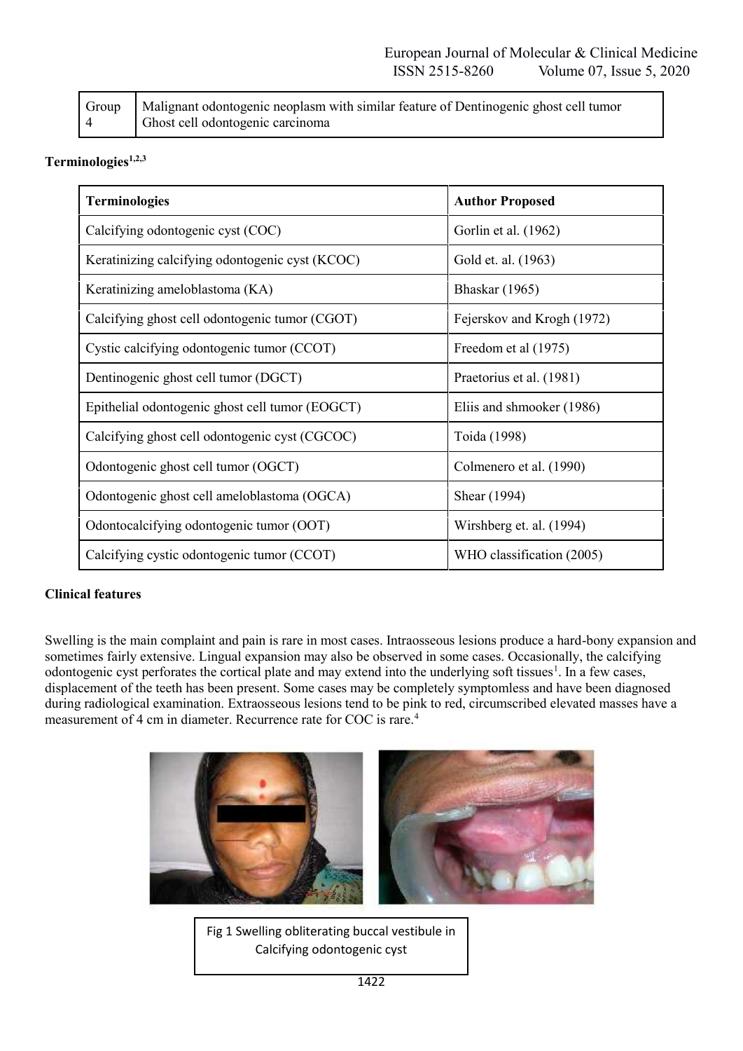| Group 4 | Malignant odontogenic neoplasm with similar feature of Dentinogenic ghost cell tumor<br>Ghost cell odontogenic carcinoma |
|---|---|

**Terminologies[1,2,3]**

| Terminologies | Author Proposed |
|---|---|
| Calcifying odontogenic cyst (COC) | Gorlin et al. (1962) |
| Keratinizing calcifying odontogenic cyst (KCOC) | Gold et. al. (1963) |
| Keratinizing ameloblastoma (KA) | Bhaskar (1965) |
| Calcifying ghost cell odontogenic tumor (CGOT) | Fejerskov and Krogh (1972) |
| Cystic calcifying odontogenic tumor (CCOT) | Freedom et al (1975) |
| Dentinogenic ghost cell tumor (DGCT) | Praetorius et al. (1981) |
| Epithelial odontogenic ghost cell tumor (EOGCT) | Eliis and shmooker (1986) |
| Calcifying ghost cell odontogenic cyst (CGCOC) | Toida (1998) |
| Odontogenic ghost cell tumor (OGCT) | Colmenero et al. (1990) |
| Odontogenic ghost cell ameloblastoma (OGCA) | Shear (1994) |
| Odontocalcifying odontogenic tumor (OOT) | Wirshberg et. al. (1994) |
| Calcifying cystic odontogenic tumor (CCOT) | WHO classification (2005) |

**Clinical features**

Swelling is the main complaint and pain is rare in most cases. Intraosseous lesions produce a hard-bony expansion and sometimes fairly extensive. Lingual expansion may also be observed in some cases. Occasionally, the calcifying odontogenic cyst perforates the cortical plate and may extend into the underlying soft tissues[1]. In a few cases, displacement of the teeth has been present. Some cases may be completely symptomless and have been diagnosed during radiological examination. Extraosseous lesions tend to be pink to red, circumscribed elevated masses have a measurement of 4 cm in diameter. Recurrence rate for COC is rare.[4]

Fig 1 Swelling obliterating buccal vestibule in Calcifying odontogenic cyst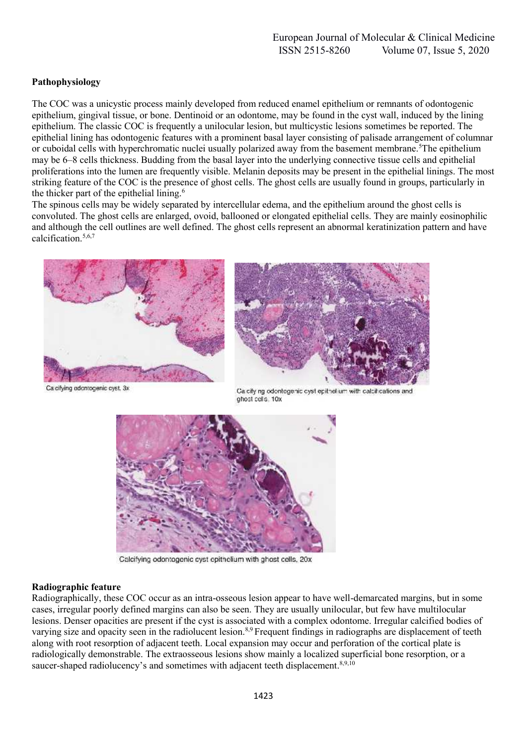### Pathophysiology

The COC was a unicystic process mainly developed from reduced enamel epithelium or remnants of odontogenic epithelium, gingival tissue, or bone. Dentinoid or an odontome, may be found in the cyst wall, induced by the lining epithelium. The classic COC is frequently a unilocular lesion, but multicystic lesions sometimes be reported. The epithelial lining has odontogenic features with a prominent basal layer consisting of palisade arrangement of columnar or cuboidal cells with hyperchromatic nuclei usually polarized away from the basement membrane.[5] The epithelium may be 6–8 cells thickness. Budding from the basal layer into the underlying connective tissue cells and epithelial proliferations into the lumen are frequently visible. Melanin deposits may be present in the epithelial linings. The most striking feature of the COC is the presence of ghost cells. The ghost cells are usually found in groups, particularly in the thicker part of the epithelial lining.[6]

The spinous cells may be widely separated by intercellular edema, and the epithelium around the ghost cells is convoluted. The ghost cells are enlarged, ovoid, ballooned or elongated epithelial cells. They are mainly eosinophilic and although the cell outlines are well defined. The ghost cells represent an abnormal keratinization pattern and have calcification.[5,6,7]

Calcifying odontogenic cyst, 3x

Calcifying odontogenic cyst epithelium with calcifications and ghost cells, 10x

Calcifying odontogenic cyst epithelium with ghost cells, 20x

### Radiographic feature

Radiographically, these COC occur as an intra-osseous lesion appear to have well-demarcated margins, but in some cases, irregular poorly defined margins can also be seen. They are usually unilocular, but few have multilocular lesions. Denser opacities are present if the cyst is associated with a complex odontome. Irregular calcified bodies of varying size and opacity seen in the radiolucent lesion.[8,9] Frequent findings in radiographs are displacement of teeth along with root resorption of adjacent teeth. Local expansion may occur and perforation of the cortical plate is radiologically demonstrable. The extraosseous lesions show mainly a localized superficial bone resorption, or a saucer-shaped radiolucency's and sometimes with adjacent teeth displacement.[8,9,10]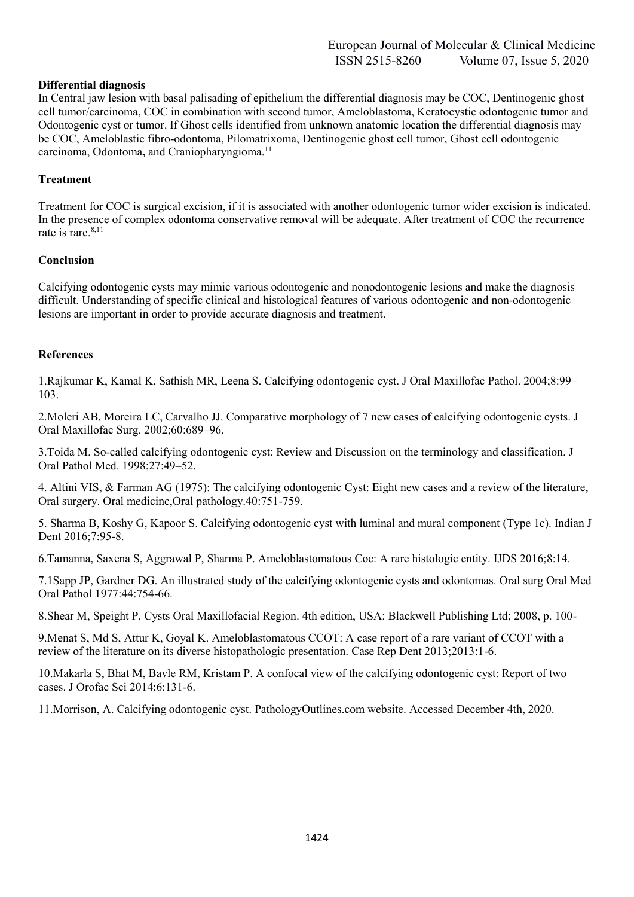## Differential diagnosis

In Central jaw lesion with basal palisading of epithelium the differential diagnosis may be COC, Dentinogenic ghost cell tumor/carcinoma, COC in combination with second tumor, Ameloblastoma, Keratocystic odontogenic tumor and Odontogenic cyst or tumor. If Ghost cells identified from unknown anatomic location the differential diagnosis may be COC, Ameloblastic fibro-odontoma, Pilomatrixoma, Dentinogenic ghost cell tumor, Ghost cell odontogenic carcinoma, Odontoma**,** and Craniopharyngioma.[11]

## Treatment

Treatment for COC is surgical excision, if it is associated with another odontogenic tumor wider excision is indicated. In the presence of complex odontoma conservative removal will be adequate. After treatment of COC the recurrence rate is rare.[8,11]

## Conclusion

Calcifying odontogenic cysts may mimic various odontogenic and nonodontogenic lesions and make the diagnosis difficult. Understanding of specific clinical and histological features of various odontogenic and non-odontogenic lesions are important in order to provide accurate diagnosis and treatment.

## References

1.Rajkumar K, Kamal K, Sathish MR, Leena S. Calcifying odontogenic cyst. J Oral Maxillofac Pathol. 2004;8:99–103.

2.Moleri AB, Moreira LC, Carvalho JJ. Comparative morphology of 7 new cases of calcifying odontogenic cysts. J Oral Maxillofac Surg. 2002;60:689–96.

3.Toida M. So-called calcifying odontogenic cyst: Review and Discussion on the terminology and classification. J Oral Pathol Med. 1998;27:49–52.

4. Altini VIS, & Farman AG (1975): The calcifying odontogenic Cyst: Eight new cases and a review of the literature, Oral surgery. Oral medicinc,Oral pathology.40:751-759.

5. Sharma B, Koshy G, Kapoor S. Calcifying odontogenic cyst with luminal and mural component (Type 1c). Indian J Dent 2016;7:95-8.

6.Tamanna, Saxena S, Aggrawal P, Sharma P. Ameloblastomatous Coc: A rare histologic entity. IJDS 2016;8:14.

7.1Sapp JP, Gardner DG. An illustrated study of the calcifying odontogenic cysts and odontomas. Oral surg Oral Med Oral Pathol 1977:44:754-66.

8.Shear M, Speight P. Cysts Oral Maxillofacial Region. 4th edition, USA: Blackwell Publishing Ltd; 2008, p. 100-

9.Menat S, Md S, Attur K, Goyal K. Ameloblastomatous CCOT: A case report of a rare variant of CCOT with a review of the literature on its diverse histopathologic presentation. Case Rep Dent 2013;2013:1-6.

10.Makarla S, Bhat M, Bavle RM, Kristam P. A confocal view of the calcifying odontogenic cyst: Report of two cases. J Orofac Sci 2014;6:131-6.

11.Morrison, A. Calcifying odontogenic cyst. PathologyOutlines.com website. Accessed December 4th, 2020.